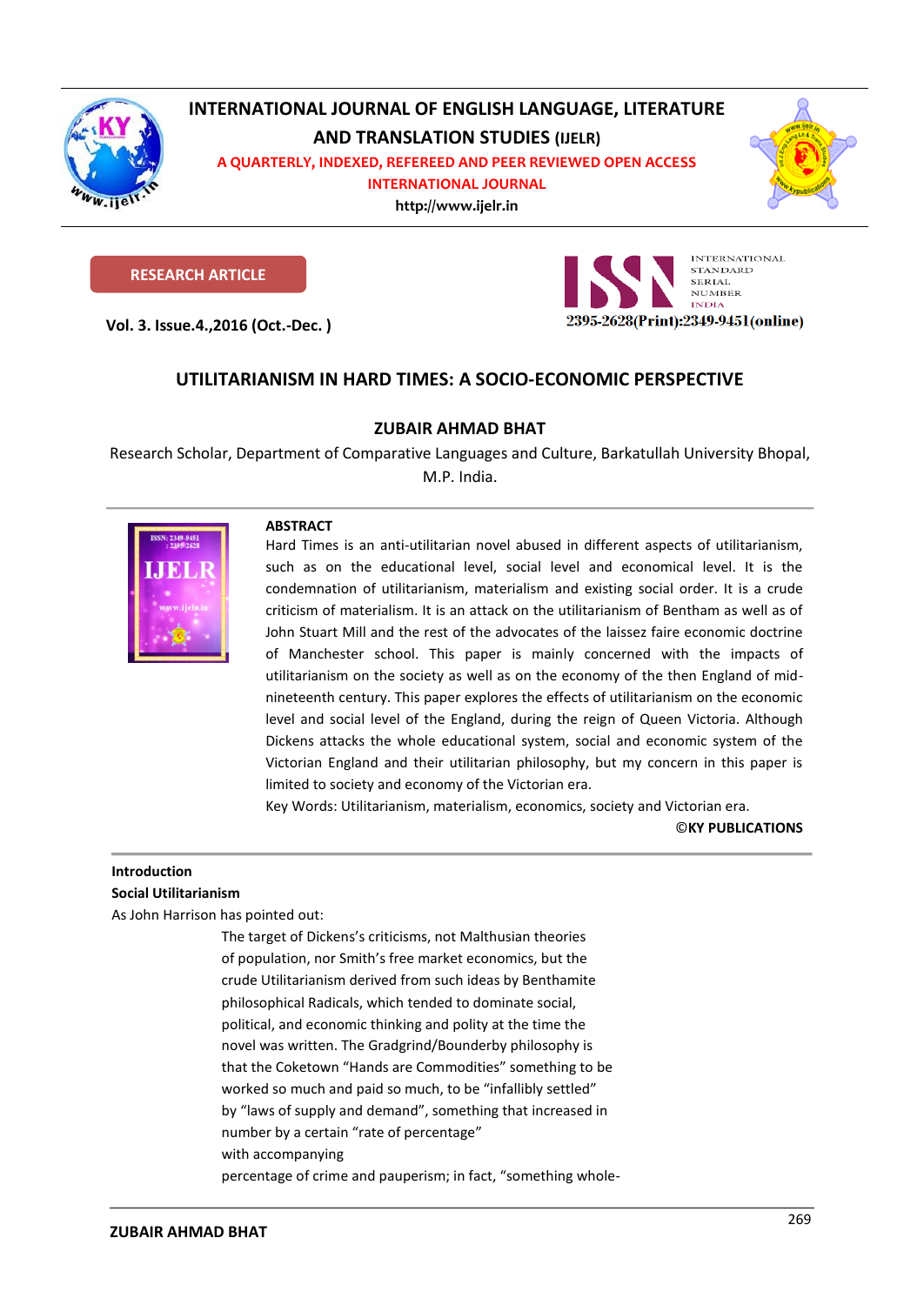# INTERNATIONAL JOURNAL OF ENGLISH LANGUAGE, LITERATURE AND TRANSLATION STUDIES (IJELR)

A QUARTERLY, INDEXED, REFEREED AND PEER REVIEWED OPEN ACCESS INTERNATIONAL JOURNAL

http://www.ijelr.in

RESEARCH ARTICLE

Vol. 3. Issue.4.,2016 (Oct.-Dec. )

2395-2628(Print):2349-9451(online)

## UTILITARIANISM IN HARD TIMES: A SOCIO-ECONOMIC PERSPECTIVE

**ZUBAIR AHMAD BHAT**

Research Scholar, Department of Comparative Languages and Culture, Barkatullah University Bhopal, M.P. India.

**ABSTRACT**

Hard Times is an anti-utilitarian novel abused in different aspects of utilitarianism, such as on the educational level, social level and economical level. It is the condemnation of utilitarianism, materialism and existing social order. It is a crude criticism of materialism. It is an attack on the utilitarianism of Bentham as well as of John Stuart Mill and the rest of the advocates of the laissez faire economic doctrine of Manchester school. This paper is mainly concerned with the impacts of utilitarianism on the society as well as on the economy of the then England of mid-nineteenth century. This paper explores the effects of utilitarianism on the economic level and social level of the England, during the reign of Queen Victoria. Although Dickens attacks the whole educational system, social and economic system of the Victorian England and their utilitarian philosophy, but my concern in this paper is limited to society and economy of the Victorian era.

Key Words: Utilitarianism, materialism, economics, society and Victorian era.

**©KY PUBLICATIONS**

### Introduction

### Social Utilitarianism

As John Harrison has pointed out:

> The target of Dickens's criticisms, not Malthusian theories of population, nor Smith's free market economics, but the crude Utilitarianism derived from such ideas by Benthamite philosophical Radicals, which tended to dominate social, political, and economic thinking and polity at the time the novel was written. The Gradgrind/Bounderby philosophy is that the Coketown "Hands are Commodities" something to be worked so much and paid so much, to be "infallibly settled" by "laws of supply and demand", something that increased in number by a certain "rate of percentage" with accompanying percentage of crime and pauperism; in fact, "something whole-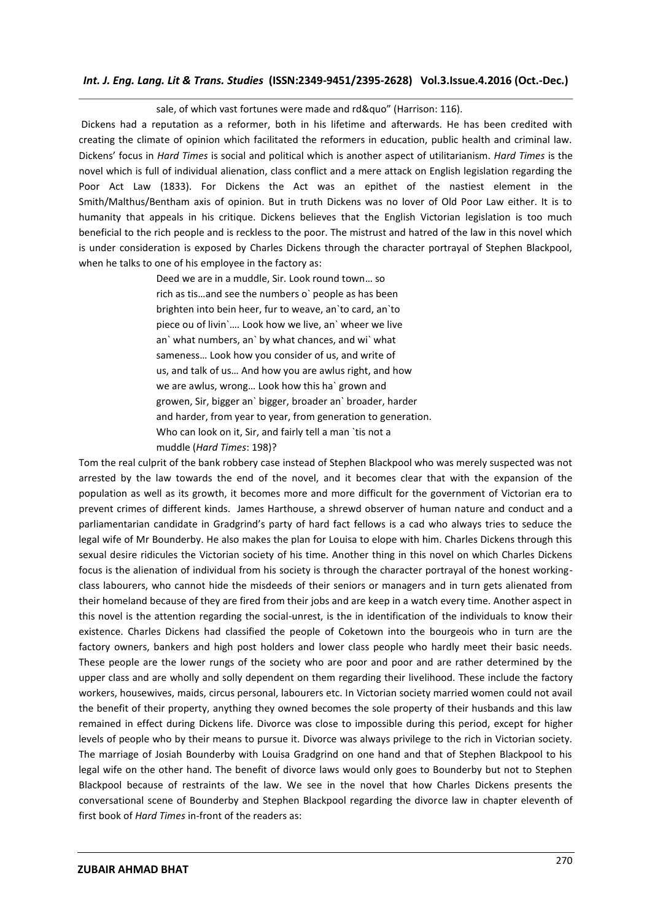sale, of which vast fortunes were made and rd&quo" (Harrison: 116).

Dickens had a reputation as a reformer, both in his lifetime and afterwards. He has been credited with creating the climate of opinion which facilitated the reformers in education, public health and criminal law. Dickens' focus in *Hard Times* is social and political which is another aspect of utilitarianism. *Hard Times* is the novel which is full of individual alienation, class conflict and a mere attack on English legislation regarding the Poor Act Law (1833). For Dickens the Act was an epithet of the nastiest element in the Smith/Malthus/Bentham axis of opinion. But in truth Dickens was no lover of Old Poor Law either. It is to humanity that appeals in his critique. Dickens believes that the English Victorian legislation is too much beneficial to the rich people and is reckless to the poor. The mistrust and hatred of the law in this novel which is under consideration is exposed by Charles Dickens through the character portrayal of Stephen Blackpool, when he talks to one of his employee in the factory as:

> Deed we are in a muddle, Sir. Look round town… so
> rich as tis…and see the numbers o` people as has been
> brighten into bein heer, fur to weave, an`to card, an`to
> piece ou of livin`…. Look how we live, an` wheer we live
> an` what numbers, an` by what chances, and wi` what
> sameness… Look how you consider of us, and write of
> us, and talk of us… And how you are awlus right, and how
> we are awlus, wrong… Look how this ha` grown and
> growen, Sir, bigger an` bigger, broader an` broader, harder
> and harder, from year to year, from generation to generation.
> Who can look on it, Sir, and fairly tell a man `tis not a
> muddle (*Hard Times*: 198)?

Tom the real culprit of the bank robbery case instead of Stephen Blackpool who was merely suspected was not arrested by the law towards the end of the novel, and it becomes clear that with the expansion of the population as well as its growth, it becomes more and more difficult for the government of Victorian era to prevent crimes of different kinds. James Harthouse, a shrewd observer of human nature and conduct and a parliamentarian candidate in Gradgrind's party of hard fact fellows is a cad who always tries to seduce the legal wife of Mr Bounderby. He also makes the plan for Louisa to elope with him. Charles Dickens through this sexual desire ridicules the Victorian society of his time. Another thing in this novel on which Charles Dickens focus is the alienation of individual from his society is through the character portrayal of the honest working-class labourers, who cannot hide the misdeeds of their seniors or managers and in turn gets alienated from their homeland because of they are fired from their jobs and are keep in a watch every time. Another aspect in this novel is the attention regarding the social-unrest, is the in identification of the individuals to know their existence. Charles Dickens had classified the people of Coketown into the bourgeois who in turn are the factory owners, bankers and high post holders and lower class people who hardly meet their basic needs. These people are the lower rungs of the society who are poor and poor and are rather determined by the upper class and are wholly and solly dependent on them regarding their livelihood. These include the factory workers, housewives, maids, circus personal, labourers etc. In Victorian society married women could not avail the benefit of their property, anything they owned becomes the sole property of their husbands and this law remained in effect during Dickens life. Divorce was close to impossible during this period, except for higher levels of people who by their means to pursue it. Divorce was always privilege to the rich in Victorian society. The marriage of Josiah Bounderby with Louisa Gradgrind on one hand and that of Stephen Blackpool to his legal wife on the other hand. The benefit of divorce laws would only goes to Bounderby but not to Stephen Blackpool because of restraints of the law. We see in the novel that how Charles Dickens presents the conversational scene of Bounderby and Stephen Blackpool regarding the divorce law in chapter eleventh of first book of *Hard Times* in-front of the readers as: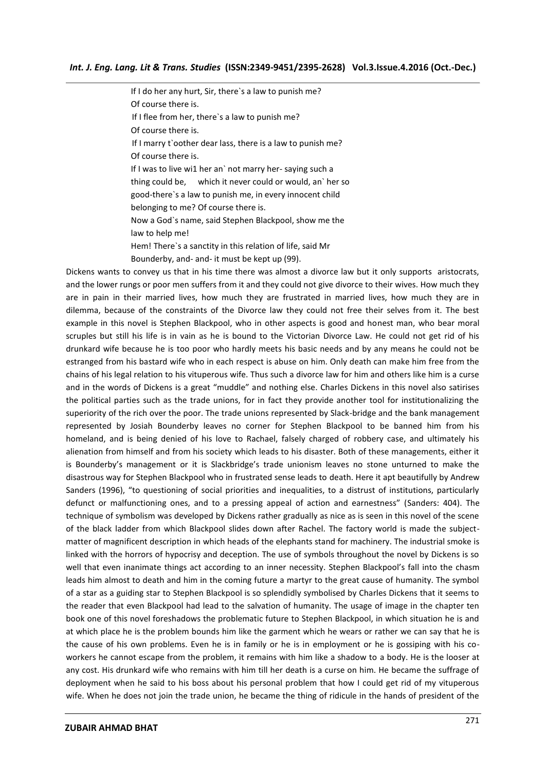If I do her any hurt, Sir, there`s a law to punish me?  
Of course there is.  
If I flee from her, there`s a law to punish me?  
Of course there is.  
If I marry t`oother dear lass, there is a law to punish me?  
Of course there is.  
If I was to live wi1 her an` not marry her- saying such a thing could be, which it never could or would, an` her so good-there`s a law to punish me, in every innocent child belonging to me? Of course there is.  
Now a God`s name, said Stephen Blackpool, show me the law to help me!  
Hem! There`s a sanctity in this relation of life, said Mr Bounderby, and- and- it must be kept up (99).

Dickens wants to convey us that in his time there was almost a divorce law but it only supports aristocrats, and the lower rungs or poor men suffers from it and they could not give divorce to their wives. How much they are in pain in their married lives, how much they are frustrated in married lives, how much they are in dilemma, because of the constraints of the Divorce law they could not free their selves from it. The best example in this novel is Stephen Blackpool, who in other aspects is good and honest man, who bear moral scruples but still his life is in vain as he is bound to the Victorian Divorce Law. He could not get rid of his drunkard wife because he is too poor who hardly meets his basic needs and by any means he could not be estranged from his bastard wife who in each respect is abuse on him. Only death can make him free from the chains of his legal relation to his vituperous wife. Thus such a divorce law for him and others like him is a curse and in the words of Dickens is a great "muddle" and nothing else. Charles Dickens in this novel also satirises the political parties such as the trade unions, for in fact they provide another tool for institutionalizing the superiority of the rich over the poor. The trade unions represented by Slack-bridge and the bank management represented by Josiah Bounderby leaves no corner for Stephen Blackpool to be banned him from his homeland, and is being denied of his love to Rachael, falsely charged of robbery case, and ultimately his alienation from himself and from his society which leads to his disaster. Both of these managements, either it is Bounderby's management or it is Slackbridge's trade unionism leaves no stone unturned to make the disastrous way for Stephen Blackpool who in frustrated sense leads to death. Here it apt beautifully by Andrew Sanders (1996), "to questioning of social priorities and inequalities, to a distrust of institutions, particularly defunct or malfunctioning ones, and to a pressing appeal of action and earnestness" (Sanders: 404). The technique of symbolism was developed by Dickens rather gradually as nice as is seen in this novel of the scene of the black ladder from which Blackpool slides down after Rachel. The factory world is made the subject-matter of magnificent description in which heads of the elephants stand for machinery. The industrial smoke is linked with the horrors of hypocrisy and deception. The use of symbols throughout the novel by Dickens is so well that even inanimate things act according to an inner necessity. Stephen Blackpool's fall into the chasm leads him almost to death and him in the coming future a martyr to the great cause of humanity. The symbol of a star as a guiding star to Stephen Blackpool is so splendidly symbolised by Charles Dickens that it seems to the reader that even Blackpool had lead to the salvation of humanity. The usage of image in the chapter ten book one of this novel foreshadows the problematic future to Stephen Blackpool, in which situation he is and at which place he is the problem bounds him like the garment which he wears or rather we can say that he is the cause of his own problems. Even he is in family or he is in employment or he is gossiping with his co-workers he cannot escape from the problem, it remains with him like a shadow to a body. He is the looser at any cost. His drunkard wife who remains with him till her death is a curse on him. He became the suffrage of deployment when he said to his boss about his personal problem that how I could get rid of my vituperous wife. When he does not join the trade union, he became the thing of ridicule in the hands of president of the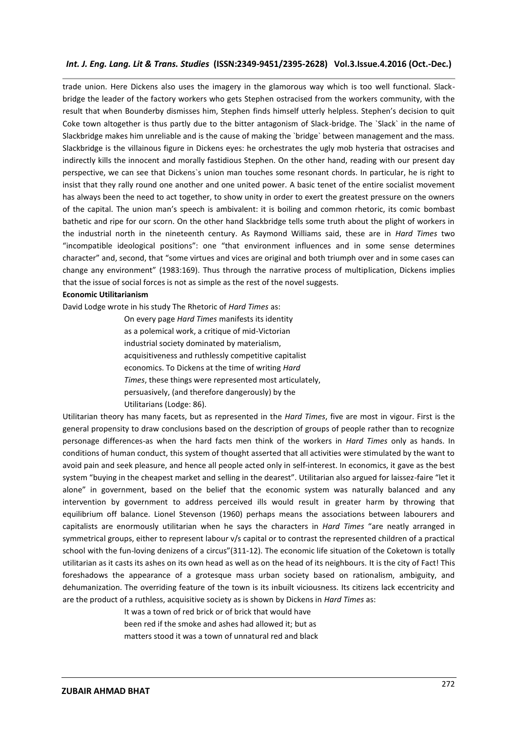trade union. Here Dickens also uses the imagery in the glamorous way which is too well functional. Slack-bridge the leader of the factory workers who gets Stephen ostracised from the workers community, with the result that when Bounderby dismisses him, Stephen finds himself utterly helpless. Stephen's decision to quit Coke town altogether is thus partly due to the bitter antagonism of Slack-bridge. The `Slack` in the name of Slackbridge makes him unreliable and is the cause of making the `bridge` between management and the mass. Slackbridge is the villainous figure in Dickens eyes: he orchestrates the ugly mob hysteria that ostracises and indirectly kills the innocent and morally fastidious Stephen. On the other hand, reading with our present day perspective, we can see that Dickens`s union man touches some resonant chords. In particular, he is right to insist that they rally round one another and one united power. A basic tenet of the entire socialist movement has always been the need to act together, to show unity in order to exert the greatest pressure on the owners of the capital. The union man's speech is ambivalent: it is boiling and common rhetoric, its comic bombast bathetic and ripe for our scorn. On the other hand Slackbridge tells some truth about the plight of workers in the industrial north in the nineteenth century. As Raymond Williams said, these are in *Hard Times* two "incompatible ideological positions": one "that environment influences and in some sense determines character" and, second, that "some virtues and vices are original and both triumph over and in some cases can change any environment" (1983:169). Thus through the narrative process of multiplication, Dickens implies that the issue of social forces is not as simple as the rest of the novel suggests.

**Economic Utilitarianism**

David Lodge wrote in his study The Rhetoric of *Hard Times* as:

> On every page *Hard Times* manifests its identity
> as a polemical work, a critique of mid-Victorian
> industrial society dominated by materialism,
> acquisitiveness and ruthlessly competitive capitalist
> economics. To Dickens at the time of writing *Hard*
> *Times*, these things were represented most articulately,
> persuasively, (and therefore dangerously) by the
> Utilitarians (Lodge: 86).

Utilitarian theory has many facets, but as represented in the *Hard Times*, five are most in vigour. First is the general propensity to draw conclusions based on the description of groups of people rather than to recognize personage differences-as when the hard facts men think of the workers in *Hard Times* only as hands. In conditions of human conduct, this system of thought asserted that all activities were stimulated by the want to avoid pain and seek pleasure, and hence all people acted only in self-interest. In economics, it gave as the best system "buying in the cheapest market and selling in the dearest". Utilitarian also argued for laissez-faire "let it alone" in government, based on the belief that the economic system was naturally balanced and any intervention by government to address perceived ills would result in greater harm by throwing that equilibrium off balance. Lionel Stevenson (1960) perhaps means the associations between labourers and capitalists are enormously utilitarian when he says the characters in *Hard Times* "are neatly arranged in symmetrical groups, either to represent labour v/s capital or to contrast the represented children of a practical school with the fun-loving denizens of a circus"(311-12). The economic life situation of the Coketown is totally utilitarian as it casts its ashes on its own head as well as on the head of its neighbours. It is the city of Fact! This foreshadows the appearance of a grotesque mass urban society based on rationalism, ambiguity, and dehumanization. The overriding feature of the town is its inbuilt viciousness. Its citizens lack eccentricity and are the product of a ruthless, acquisitive society as is shown by Dickens in *Hard Times* as:

> It was a town of red brick or of brick that would have
> been red if the smoke and ashes had allowed it; but as
> matters stood it was a town of unnatural red and black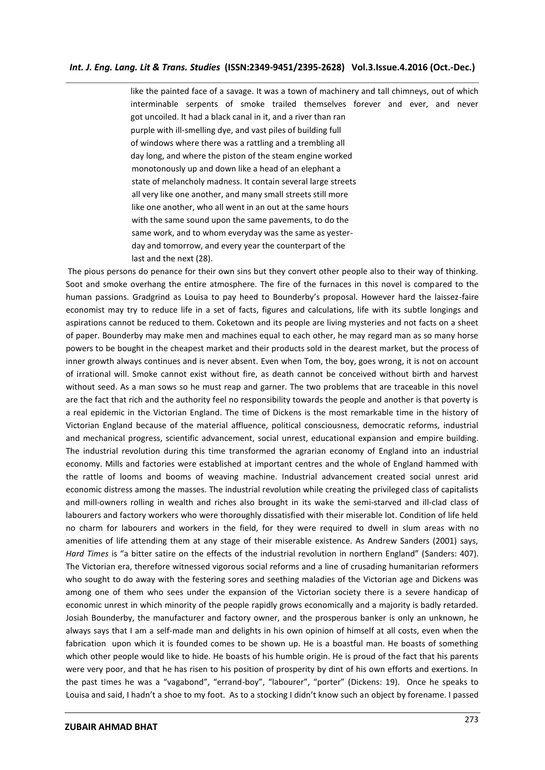> like the painted face of a savage. It was a town of machinery and tall chimneys, out of which interminable serpents of smoke trailed themselves forever and ever, and never got uncoiled. It had a black canal in it, and a river than ran purple with ill-smelling dye, and vast piles of building full of windows where there was a rattling and a trembling all day long, and where the piston of the steam engine worked monotonously up and down like a head of an elephant a state of melancholy madness. It contain several large streets all very like one another, and many small streets still more like one another, who all went in an out at the same hours with the same sound upon the same pavements, to do the same work, and to whom everyday was the same as yesterday and tomorrow, and every year the counterpart of the last and the next (28).

The pious persons do penance for their own sins but they convert other people also to their way of thinking. Soot and smoke overhang the entire atmosphere. The fire of the furnaces in this novel is compared to the human passions. Gradgrind as Louisa to pay heed to Bounderby's proposal. However hard the laissez-faire economist may try to reduce life in a set of facts, figures and calculations, life with its subtle longings and aspirations cannot be reduced to them. Coketown and its people are living mysteries and not facts on a sheet of paper. Bounderby may make men and machines equal to each other, he may regard man as so many horse powers to be bought in the cheapest market and their products sold in the dearest market, but the process of inner growth always continues and is never absent. Even when Tom, the boy, goes wrong, it is not on account of irrational will. Smoke cannot exist without fire, as death cannot be conceived without birth and harvest without seed. As a man sows so he must reap and garner. The two problems that are traceable in this novel are the fact that rich and the authority feel no responsibility towards the people and another is that poverty is a real epidemic in the Victorian England. The time of Dickens is the most remarkable time in the history of Victorian England because of the material affluence, political consciousness, democratic reforms, industrial and mechanical progress, scientific advancement, social unrest, educational expansion and empire building. The industrial revolution during this time transformed the agrarian economy of England into an industrial economy. Mills and factories were established at important centres and the whole of England hammed with the rattle of looms and booms of weaving machine. Industrial advancement created social unrest arid economic distress among the masses. The industrial revolution while creating the privileged class of capitalists and mill-owners rolling in wealth and riches also brought in its wake the semi-starved and ill-clad class of labourers and factory workers who were thoroughly dissatisfied with their miserable lot. Condition of life held no charm for labourers and workers in the field, for they were required to dwell in slum areas with no amenities of life attending them at any stage of their miserable existence. As Andrew Sanders (2001) says, *Hard Times* is "a bitter satire on the effects of the industrial revolution in northern England" (Sanders: 407). The Victorian era, therefore witnessed vigorous social reforms and a line of crusading humanitarian reformers who sought to do away with the festering sores and seething maladies of the Victorian age and Dickens was among one of them who sees under the expansion of the Victorian society there is a severe handicap of economic unrest in which minority of the people rapidly grows economically and a majority is badly retarded. Josiah Bounderby, the manufacturer and factory owner, and the prosperous banker is only an unknown, he always says that I am a self-made man and delights in his own opinion of himself at all costs, even when the fabrication upon which it is founded comes to be shown up. He is a boastful man. He boasts of something which other people would like to hide. He boasts of his humble origin. He is proud of the fact that his parents were very poor, and that he has risen to his position of prosperity by dint of his own efforts and exertions. In the past times he was a "vagabond", "errand-boy", "labourer", "porter" (Dickens: 19). Once he speaks to Louisa and said, I hadn't a shoe to my foot. As to a stocking I didn't know such an object by forename. I passed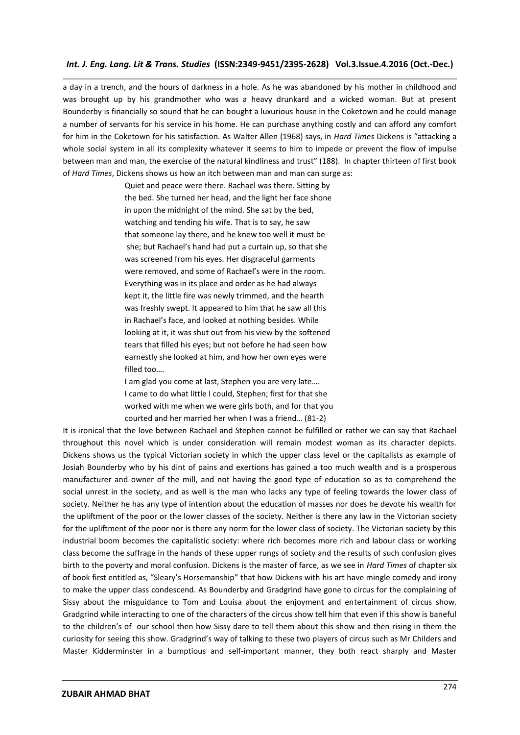a day in a trench, and the hours of darkness in a hole. As he was abandoned by his mother in childhood and was brought up by his grandmother who was a heavy drunkard and a wicked woman. But at present Bounderby is financially so sound that he can bought a luxurious house in the Coketown and he could manage a number of servants for his service in his home. He can purchase anything costly and can afford any comfort for him in the Coketown for his satisfaction. As Walter Allen (1968) says, in *Hard Times* Dickens is "attacking a whole social system in all its complexity whatever it seems to him to impede or prevent the flow of impulse between man and man, the exercise of the natural kindliness and trust" (188). In chapter thirteen of first book of *Hard Times*, Dickens shows us how an itch between man and man can surge as:

> Quiet and peace were there. Rachael was there. Sitting by the bed. She turned her head, and the light her face shone in upon the midnight of the mind. She sat by the bed, watching and tending his wife. That is to say, he saw that someone lay there, and he knew too well it must be she; but Rachael's hand had put a curtain up, so that she was screened from his eyes. Her disgraceful garments were removed, and some of Rachael's were in the room. Everything was in its place and order as he had always kept it, the little fire was newly trimmed, and the hearth was freshly swept. It appeared to him that he saw all this in Rachael's face, and looked at nothing besides. While looking at it, it was shut out from his view by the softened tears that filled his eyes; but not before he had seen how earnestly she looked at him, and how her own eyes were filled too….
>
> I am glad you come at last, Stephen you are very late….
> I came to do what little I could, Stephen; first for that she worked with me when we were girls both, and for that you courted and her married her when I was a friend… (81-2)

It is ironical that the love between Rachael and Stephen cannot be fulfilled or rather we can say that Rachael throughout this novel which is under consideration will remain modest woman as its character depicts. Dickens shows us the typical Victorian society in which the upper class level or the capitalists as example of Josiah Bounderby who by his dint of pains and exertions has gained a too much wealth and is a prosperous manufacturer and owner of the mill, and not having the good type of education so as to comprehend the social unrest in the society, and as well is the man who lacks any type of feeling towards the lower class of society. Neither he has any type of intention about the education of masses nor does he devote his wealth for the upliftment of the poor or the lower classes of the society. Neither is there any law in the Victorian society for the upliftment of the poor nor is there any norm for the lower class of society. The Victorian society by this industrial boom becomes the capitalistic society: where rich becomes more rich and labour class or working class become the suffrage in the hands of these upper rungs of society and the results of such confusion gives birth to the poverty and moral confusion. Dickens is the master of farce, as we see in *Hard Times* of chapter six of book first entitled as, "Sleary's Horsemanship" that how Dickens with his art have mingle comedy and irony to make the upper class condescend. As Bounderby and Gradgrind have gone to circus for the complaining of Sissy about the misguidance to Tom and Louisa about the enjoyment and entertainment of circus show. Gradgrind while interacting to one of the characters of the circus show tell him that even if this show is baneful to the children's of our school then how Sissy dare to tell them about this show and then rising in them the curiosity for seeing this show. Gradgrind's way of talking to these two players of circus such as Mr Childers and Master Kidderminster in a bumptious and self-important manner, they both react sharply and Master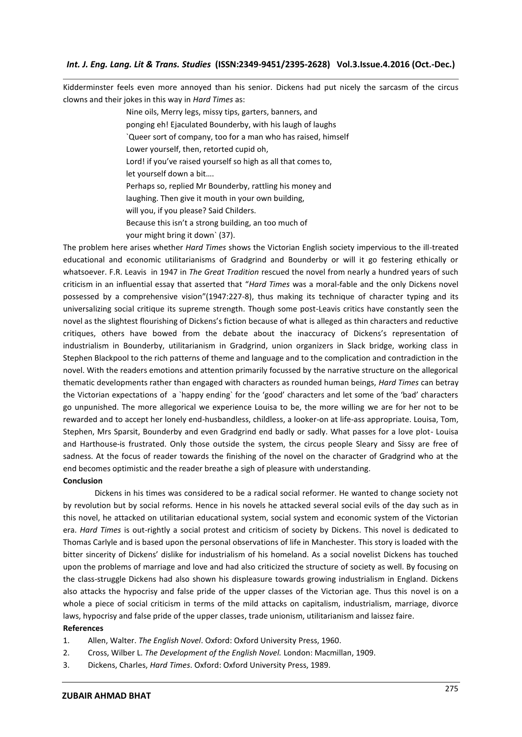Kidderminster feels even more annoyed than his senior. Dickens had put nicely the sarcasm of the circus clowns and their jokes in this way in *Hard Times* as:

> Nine oils, Merry legs, missy tips, garters, banners, and
> ponging eh! Ejaculated Bounderby, with his laugh of laughs
> `Queer sort of company, too for a man who has raised, himself
> Lower yourself, then, retorted cupid oh,
> Lord! if you've raised yourself so high as all that comes to,
> let yourself down a bit….
> Perhaps so, replied Mr Bounderby, rattling his money and
> laughing. Then give it mouth in your own building,
> will you, if you please? Said Childers.
> Because this isn't a strong building, an too much of
> your might bring it down` (37).

The problem here arises whether *Hard Times* shows the Victorian English society impervious to the ill-treated educational and economic utilitarianisms of Gradgrind and Bounderby or will it go festering ethically or whatsoever. F.R. Leavis in 1947 in *The Great Tradition* rescued the novel from nearly a hundred years of such criticism in an influential essay that asserted that "*Hard Times* was a moral-fable and the only Dickens novel possessed by a comprehensive vision"(1947:227-8), thus making its technique of character typing and its universalizing social critique its supreme strength. Though some post-Leavis critics have constantly seen the novel as the slightest flourishing of Dickens's fiction because of what is alleged as thin characters and reductive critiques, others have bowed from the debate about the inaccuracy of Dickens's representation of industrialism in Bounderby, utilitarianism in Gradgrind, union organizers in Slack bridge, working class in Stephen Blackpool to the rich patterns of theme and language and to the complication and contradiction in the novel. With the readers emotions and attention primarily focussed by the narrative structure on the allegorical thematic developments rather than engaged with characters as rounded human beings, *Hard Times* can betray the Victorian expectations of a `happy ending` for the 'good' characters and let some of the 'bad' characters go unpunished. The more allegorical we experience Louisa to be, the more willing we are for her not to be rewarded and to accept her lonely end-husbandless, childless, a looker-on at life-ass appropriate. Louisa, Tom, Stephen, Mrs Sparsit, Bounderby and even Gradgrind end badly or sadly. What passes for a love plot- Louisa and Harthouse-is frustrated. Only those outside the system, the circus people Sleary and Sissy are free of sadness. At the focus of reader towards the finishing of the novel on the character of Gradgrind who at the end becomes optimistic and the reader breathe a sigh of pleasure with understanding.

**Conclusion**

Dickens in his times was considered to be a radical social reformer. He wanted to change society not by revolution but by social reforms. Hence in his novels he attacked several social evils of the day such as in this novel, he attacked on utilitarian educational system, social system and economic system of the Victorian era. *Hard Times* is out-rightly a social protest and criticism of society by Dickens. This novel is dedicated to Thomas Carlyle and is based upon the personal observations of life in Manchester. This story is loaded with the bitter sincerity of Dickens' dislike for industrialism of his homeland. As a social novelist Dickens has touched upon the problems of marriage and love and had also criticized the structure of society as well. By focusing on the class-struggle Dickens had also shown his displeasure towards growing industrialism in England. Dickens also attacks the hypocrisy and false pride of the upper classes of the Victorian age. Thus this novel is on a whole a piece of social criticism in terms of the mild attacks on capitalism, industrialism, marriage, divorce laws, hypocrisy and false pride of the upper classes, trade unionism, utilitarianism and laissez faire.

**References**

1. Allen, Walter. *The English Novel*. Oxford: Oxford University Press, 1960.
2. Cross, Wilber L. *The Development of the English Novel.* London: Macmillan, 1909.
3. Dickens, Charles, *Hard Times*. Oxford: Oxford University Press, 1989.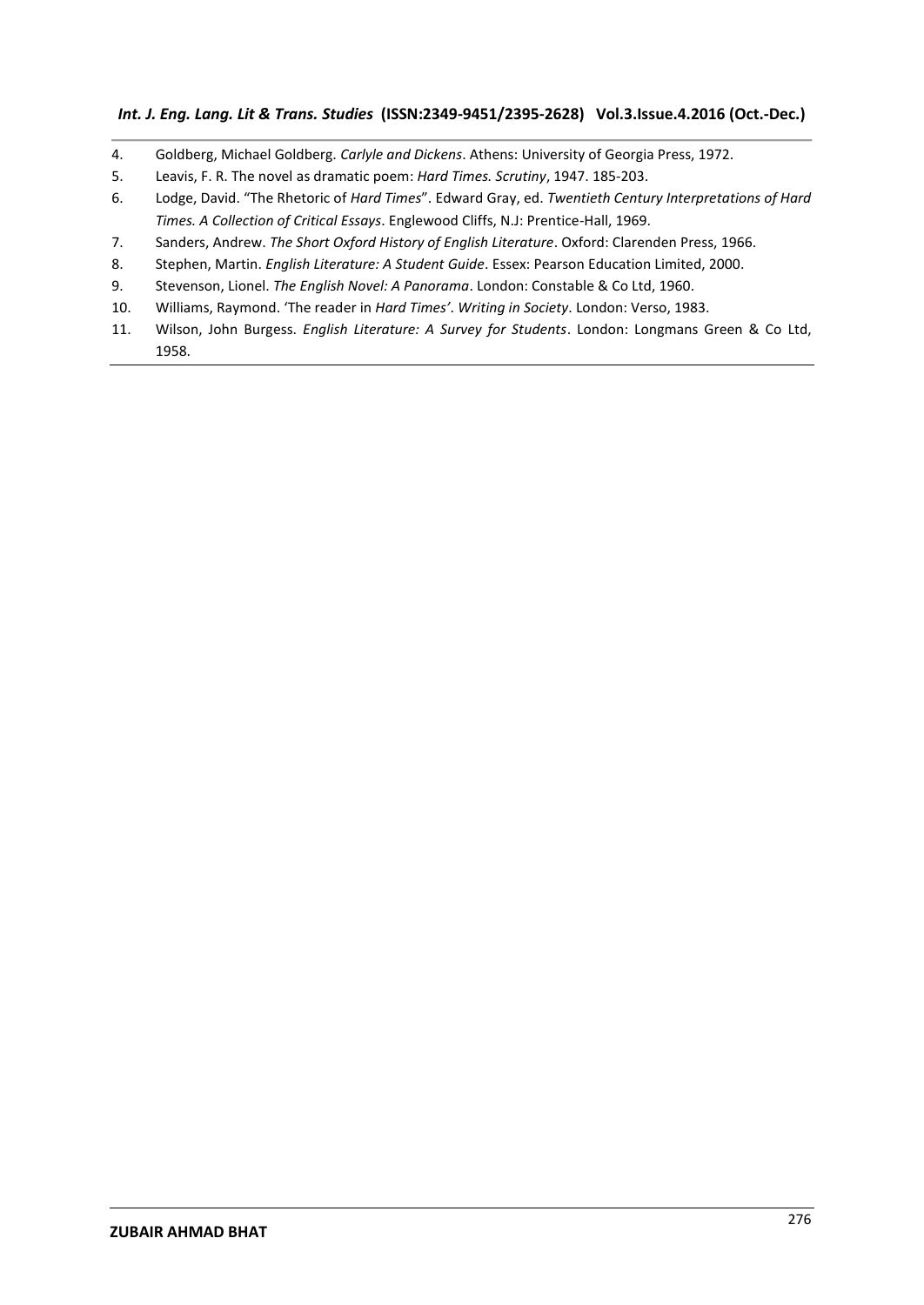4. Goldberg, Michael Goldberg. *Carlyle and Dickens*. Athens: University of Georgia Press, 1972.
5. Leavis, F. R. The novel as dramatic poem: *Hard Times. Scrutiny*, 1947. 185-203.
6. Lodge, David. "The Rhetoric of *Hard Times*". Edward Gray, ed. *Twentieth Century Interpretations of Hard Times. A Collection of Critical Essays*. Englewood Cliffs, N.J: Prentice-Hall, 1969.
7. Sanders, Andrew. *The Short Oxford History of English Literature*. Oxford: Clarenden Press, 1966.
8. Stephen, Martin. *English Literature: A Student Guide*. Essex: Pearson Education Limited, 2000.
9. Stevenson, Lionel. *The English Novel: A Panorama*. London: Constable & Co Ltd, 1960.
10. Williams, Raymond. 'The reader in *Hard Times'*. *Writing in Society*. London: Verso, 1983.
11. Wilson, John Burgess. *English Literature: A Survey for Students*. London: Longmans Green & Co Ltd, 1958.